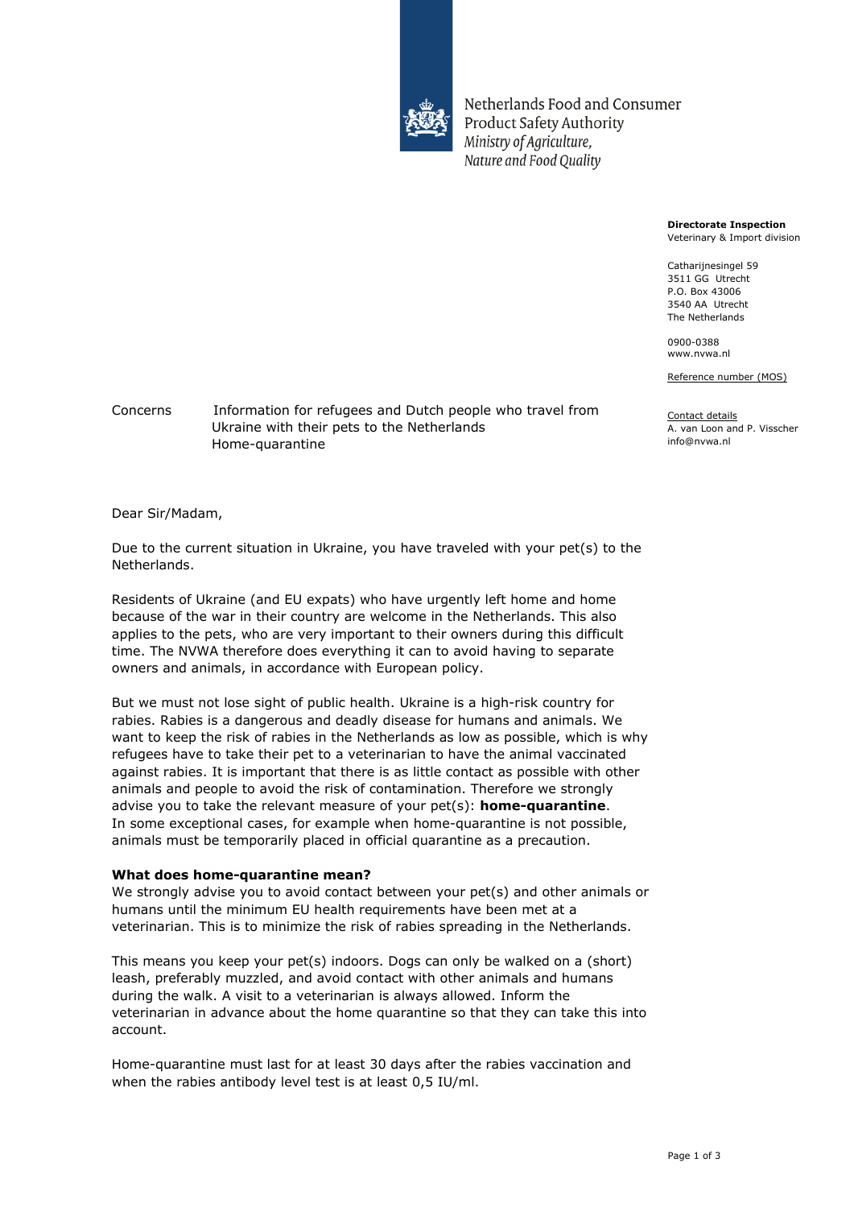Netherlands Food and Consumer Product Safety Authority
*Ministry of Agriculture, Nature and Food Quality*

**Directorate Inspection**
Veterinary & Import division

Catharijnesingel 59
3511 GG Utrecht
P.O. Box 43006
3540 AA Utrecht
The Netherlands

0900-0388
www.nvwa.nl

Reference number (MOS)

Contact details
A. van Loon and P. Visscher
info@nvwa.nl

Concerns: Information for refugees and Dutch people who travel from Ukraine with their pets to the Netherlands
Home-quarantine

Dear Sir/Madam,

Due to the current situation in Ukraine, you have traveled with your pet(s) to the Netherlands.

Residents of Ukraine (and EU expats) who have urgently left home and home because of the war in their country are welcome in the Netherlands. This also applies to the pets, who are very important to their owners during this difficult time. The NVWA therefore does everything it can to avoid having to separate owners and animals, in accordance with European policy.

But we must not lose sight of public health. Ukraine is a high-risk country for rabies. Rabies is a dangerous and deadly disease for humans and animals. We want to keep the risk of rabies in the Netherlands as low as possible, which is why refugees have to take their pet to a veterinarian to have the animal vaccinated against rabies. It is important that there is as little contact as possible with other animals and people to avoid the risk of contamination. Therefore we strongly advise you to take the relevant measure of your pet(s): **home-quarantine**.
In some exceptional cases, for example when home-quarantine is not possible, animals must be temporarily placed in official quarantine as a precaution.

**What does home-quarantine mean?**
We strongly advise you to avoid contact between your pet(s) and other animals or humans until the minimum EU health requirements have been met at a veterinarian. This is to minimize the risk of rabies spreading in the Netherlands.

This means you keep your pet(s) indoors. Dogs can only be walked on a (short) leash, preferably muzzled, and avoid contact with other animals and humans during the walk. A visit to a veterinarian is always allowed. Inform the veterinarian in advance about the home quarantine so that they can take this into account.

Home-quarantine must last for at least 30 days after the rabies vaccination and when the rabies antibody level test is at least 0,5 IU/ml.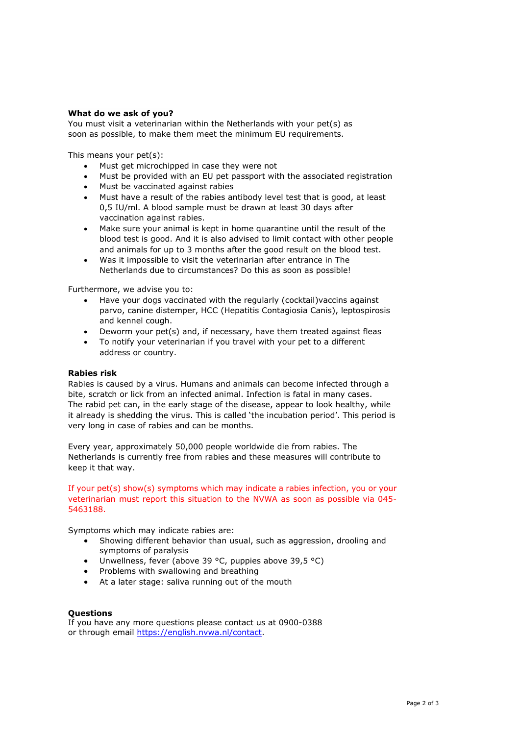**What do we ask of you?**
You must visit a veterinarian within the Netherlands with your pet(s) as soon as possible, to make them meet the minimum EU requirements.

This means your pet(s):

- Must get microchipped in case they were not
- Must be provided with an EU pet passport with the associated registration
- Must be vaccinated against rabies
- Must have a result of the rabies antibody level test that is good, at least 0,5 IU/ml. A blood sample must be drawn at least 30 days after vaccination against rabies.
- Make sure your animal is kept in home quarantine until the result of the blood test is good. And it is also advised to limit contact with other people and animals for up to 3 months after the good result on the blood test.
- Was it impossible to visit the veterinarian after entrance in The Netherlands due to circumstances? Do this as soon as possible!

Furthermore, we advise you to:

- Have your dogs vaccinated with the regularly (cocktail)vaccins against parvo, canine distemper, HCC (Hepatitis Contagiosa Canis), leptospirosis and kennel cough.
- Deworm your pet(s) and, if necessary, have them treated against fleas
- To notify your veterinarian if you travel with your pet to a different address or country.

**Rabies risk**
Rabies is caused by a virus. Humans and animals can become infected through a bite, scratch or lick from an infected animal. Infection is fatal in many cases. The rabid pet can, in the early stage of the disease, appear to look healthy, while it already is shedding the virus. This is called 'the incubation period'. This period is very long in case of rabies and can be months.

Every year, approximately 50,000 people worldwide die from rabies. The Netherlands is currently free from rabies and these measures will contribute to keep it that way.

If your pet(s) show(s) symptoms which may indicate a rabies infection, you or your veterinarian must report this situation to the NVWA as soon as possible via 045-5463188.

Symptoms which may indicate rabies are:

- Showing different behavior than usual, such as aggression, drooling and symptoms of paralysis
- Unwellness, fever (above 39 °C, puppies above 39,5 °C)
- Problems with swallowing and breathing
- At a later stage: saliva running out of the mouth

**Questions**
If you have any more questions please contact us at 0900-0388 or through email [https://english.nvwa.nl/contact](https://english.nvwa.nl/contact).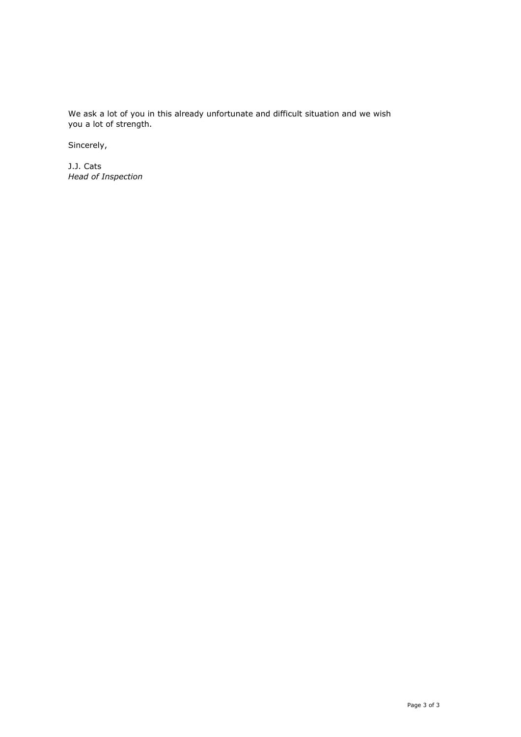We ask a lot of you in this already unfortunate and difficult situation and we wish you a lot of strength.

Sincerely,

J.J. Cats
*Head of Inspection*